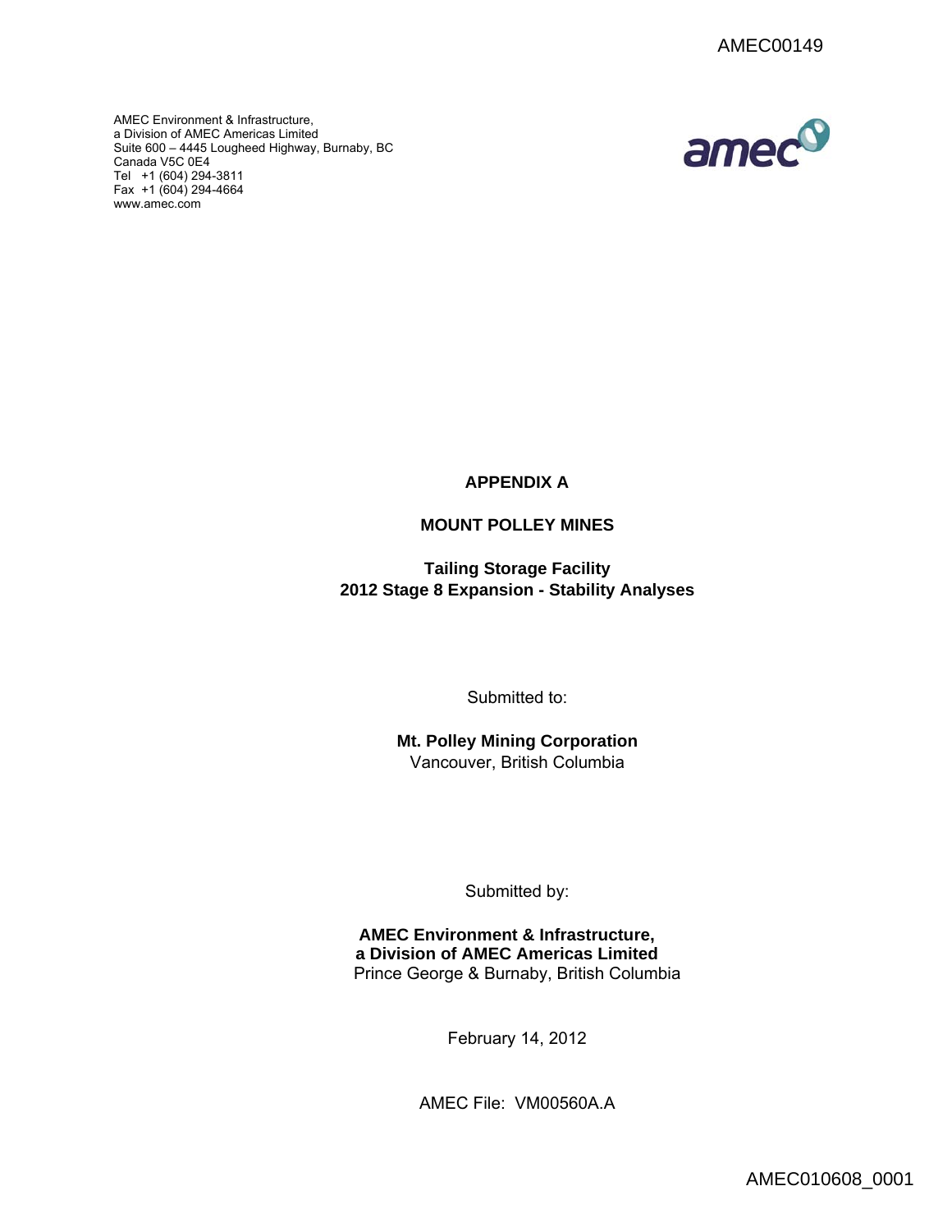AMEC Environment & Infrastructure,
a Division of AMEC Americas Limited
Suite 600 – 4445 Lougheed Highway, Burnaby, BC
Canada V5C 0E4
Tel +1 (604) 294-3811
Fax +1 (604) 294-4664
www.amec.com

**APPENDIX A**

**MOUNT POLLEY MINES**

**Tailing Storage Facility**
**2012 Stage 8 Expansion - Stability Analyses**

Submitted to:

**Mt. Polley Mining Corporation**
Vancouver, British Columbia

Submitted by:

**AMEC Environment & Infrastructure,**
**a Division of AMEC Americas Limited**
Prince George & Burnaby, British Columbia

February 14, 2012

AMEC File: VM00560A.A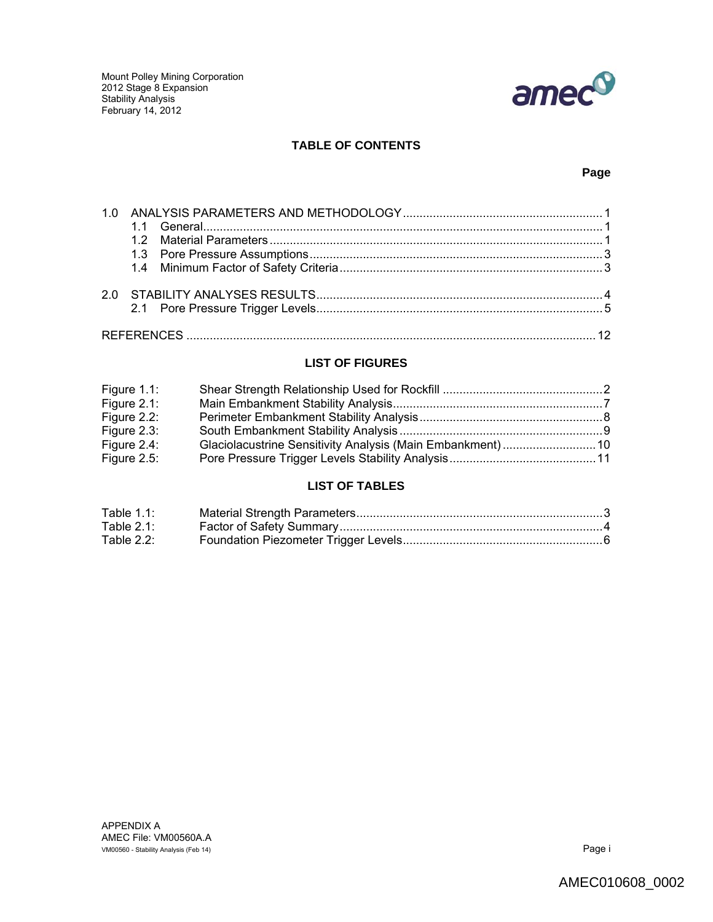## TABLE OF CONTENTS

**Page**

1.0 ANALYSIS PARAMETERS AND METHODOLOGY ........................................................... 1
- 1.1 General ............................................................................................................ 1
- 1.2 Material Parameters ........................................................................................ 1
- 1.3 Pore Pressure Assumptions ............................................................................ 3
- 1.4 Minimum Factor of Safety Criteria .................................................................. 3

2.0 STABILITY ANALYSES RESULTS ............................................................................ 4
- 2.1 Pore Pressure Trigger Levels ........................................................................... 5

REFERENCES ............................................................................................................... 12

## LIST OF FIGURES

Figure 1.1: Shear Strength Relationship Used for Rockfill ............................................ 2
Figure 2.1: Main Embankment Stability Analysis .......................................................... 7
Figure 2.2: Perimeter Embankment Stability Analysis ................................................... 8
Figure 2.3: South Embankment Stability Analysis ........................................................ 9
Figure 2.4: Glaciolacustrine Sensitivity Analysis (Main Embankment) ......................... 10
Figure 2.5: Pore Pressure Trigger Levels Stability Analysis ......................................... 11

## LIST OF TABLES

Table 1.1: Material Strength Parameters ...................................................................... 3
Table 2.1: Factor of Safety Summary ........................................................................... 4
Table 2.2: Foundation Piezometer Trigger Levels ........................................................ 6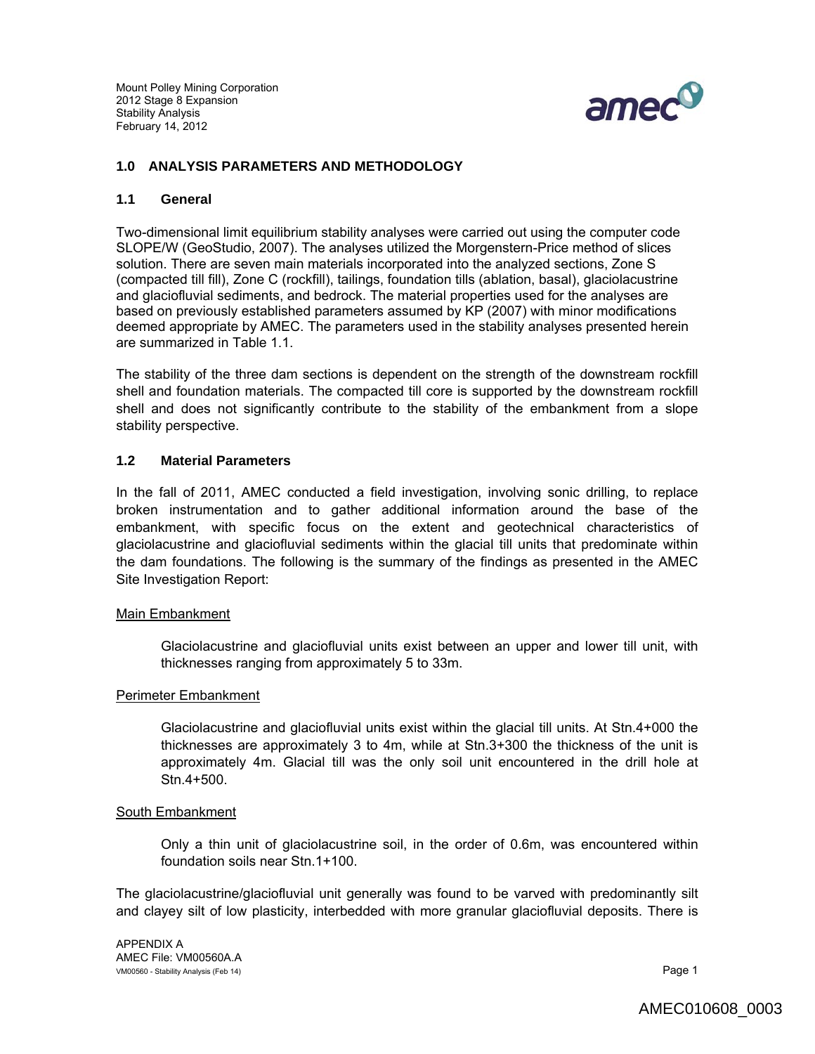## 1.0 ANALYSIS PARAMETERS AND METHODOLOGY

### 1.1 General

Two-dimensional limit equilibrium stability analyses were carried out using the computer code SLOPE/W (GeoStudio, 2007). The analyses utilized the Morgenstern-Price method of slices solution. There are seven main materials incorporated into the analyzed sections, Zone S (compacted till fill), Zone C (rockfill), tailings, foundation tills (ablation, basal), glaciolacustrine and glaciofluvial sediments, and bedrock. The material properties used for the analyses are based on previously established parameters assumed by KP (2007) with minor modifications deemed appropriate by AMEC. The parameters used in the stability analyses presented herein are summarized in Table 1.1.

The stability of the three dam sections is dependent on the strength of the downstream rockfill shell and foundation materials. The compacted till core is supported by the downstream rockfill shell and does not significantly contribute to the stability of the embankment from a slope stability perspective.

### 1.2 Material Parameters

In the fall of 2011, AMEC conducted a field investigation, involving sonic drilling, to replace broken instrumentation and to gather additional information around the base of the embankment, with specific focus on the extent and geotechnical characteristics of glaciolacustrine and glaciofluvial sediments within the glacial till units that predominate within the dam foundations. The following is the summary of the findings as presented in the AMEC Site Investigation Report:

Main Embankment

> Glaciolacustrine and glaciofluvial units exist between an upper and lower till unit, with thicknesses ranging from approximately 5 to 33m.

Perimeter Embankment

> Glaciolacustrine and glaciofluvial units exist within the glacial till units. At Stn.4+000 the thicknesses are approximately 3 to 4m, while at Stn.3+300 the thickness of the unit is approximately 4m. Glacial till was the only soil unit encountered in the drill hole at Stn.4+500.

South Embankment

> Only a thin unit of glaciolacustrine soil, in the order of 0.6m, was encountered within foundation soils near Stn.1+100.

The glaciolacustrine/glaciofluvial unit generally was found to be varved with predominantly silt and clayey silt of low plasticity, interbedded with more granular glaciofluvial deposits. There is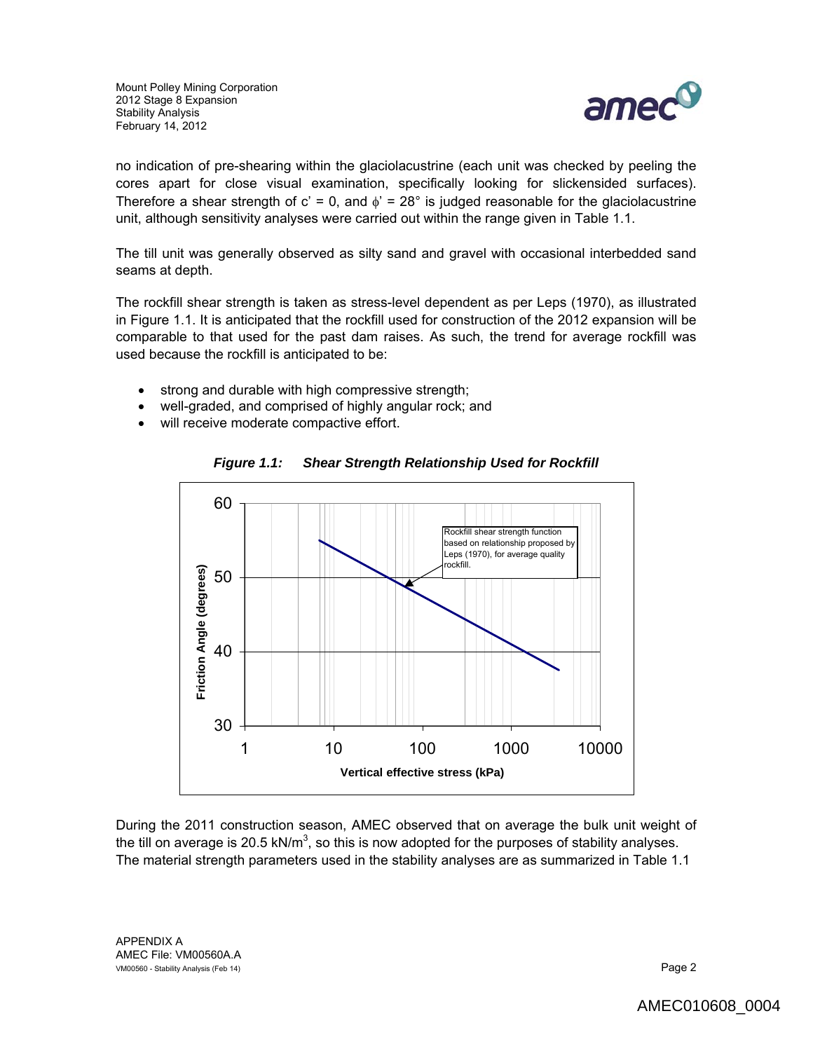no indication of pre-shearing within the glaciolacustrine (each unit was checked by peeling the cores apart for close visual examination, specifically looking for slickensided surfaces). Therefore a shear strength of c' = 0, and $\phi$' = 28° is judged reasonable for the glaciolacustrine unit, although sensitivity analyses were carried out within the range given in Table 1.1.

The till unit was generally observed as silty sand and gravel with occasional interbedded sand seams at depth.

The rockfill shear strength is taken as stress-level dependent as per Leps (1970), as illustrated in Figure 1.1. It is anticipated that the rockfill used for construction of the 2012 expansion will be comparable to that used for the past dam raises. As such, the trend for average rockfill was used because the rockfill is anticipated to be:

- strong and durable with high compressive strength;
- well-graded, and comprised of highly angular rock; and
- will receive moderate compactive effort.

***Figure 1.1: Shear Strength Relationship Used for Rockfill***

Rockfill shear strength function based on relationship proposed by Leps (1970), for average quality rockfill.

Friction Angle (degrees)

Vertical effective stress (kPa)

During the 2011 construction season, AMEC observed that on average the bulk unit weight of the till on average is 20.5 kN/m$^3$, so this is now adopted for the purposes of stability analyses. The material strength parameters used in the stability analyses are as summarized in Table 1.1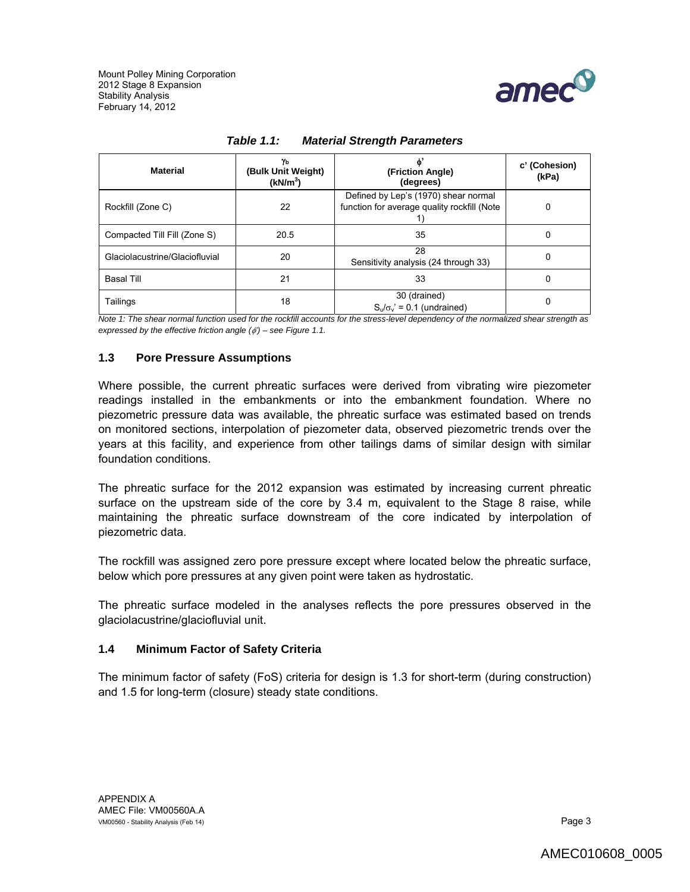*Table 1.1: Material Strength Parameters*

| Material | $\gamma_b$ (Bulk Unit Weight) (kN/m$^3$) | $\phi$' (Friction Angle) (degrees) | c' (Cohesion) (kPa) |
|---|---|---|---|
| Rockfill (Zone C) | 22 | Defined by Lep's (1970) shear normal function for average quality rockfill (Note 1) | 0 |
| Compacted Till Fill (Zone S) | 20.5 | 35 | 0 |
| Glaciolacustrine/Glaciofluvial | 20 | 28<br>Sensitivity analysis (24 through 33) | 0 |
| Basal Till | 21 | 33 | 0 |
| Tailings | 18 | 30 (drained)<br>$S_u/\sigma_v' = 0.1$ (undrained) | 0 |

*Note 1: The shear normal function used for the rockfill accounts for the stress-level dependency of the normalized shear strength as expressed by the effective friction angle ($\phi'$) – see Figure 1.1.*

## 1.3 Pore Pressure Assumptions

Where possible, the current phreatic surfaces were derived from vibrating wire piezometer readings installed in the embankments or into the embankment foundation. Where no piezometric pressure data was available, the phreatic surface was estimated based on trends on monitored sections, interpolation of piezometer data, observed piezometric trends over the years at this facility, and experience from other tailings dams of similar design with similar foundation conditions.

The phreatic surface for the 2012 expansion was estimated by increasing current phreatic surface on the upstream side of the core by 3.4 m, equivalent to the Stage 8 raise, while maintaining the phreatic surface downstream of the core indicated by interpolation of piezometric data.

The rockfill was assigned zero pore pressure except where located below the phreatic surface, below which pore pressures at any given point were taken as hydrostatic.

The phreatic surface modeled in the analyses reflects the pore pressures observed in the glaciolacustrine/glaciofluvial unit.

## 1.4 Minimum Factor of Safety Criteria

The minimum factor of safety (FoS) criteria for design is 1.3 for short-term (during construction) and 1.5 for long-term (closure) steady state conditions.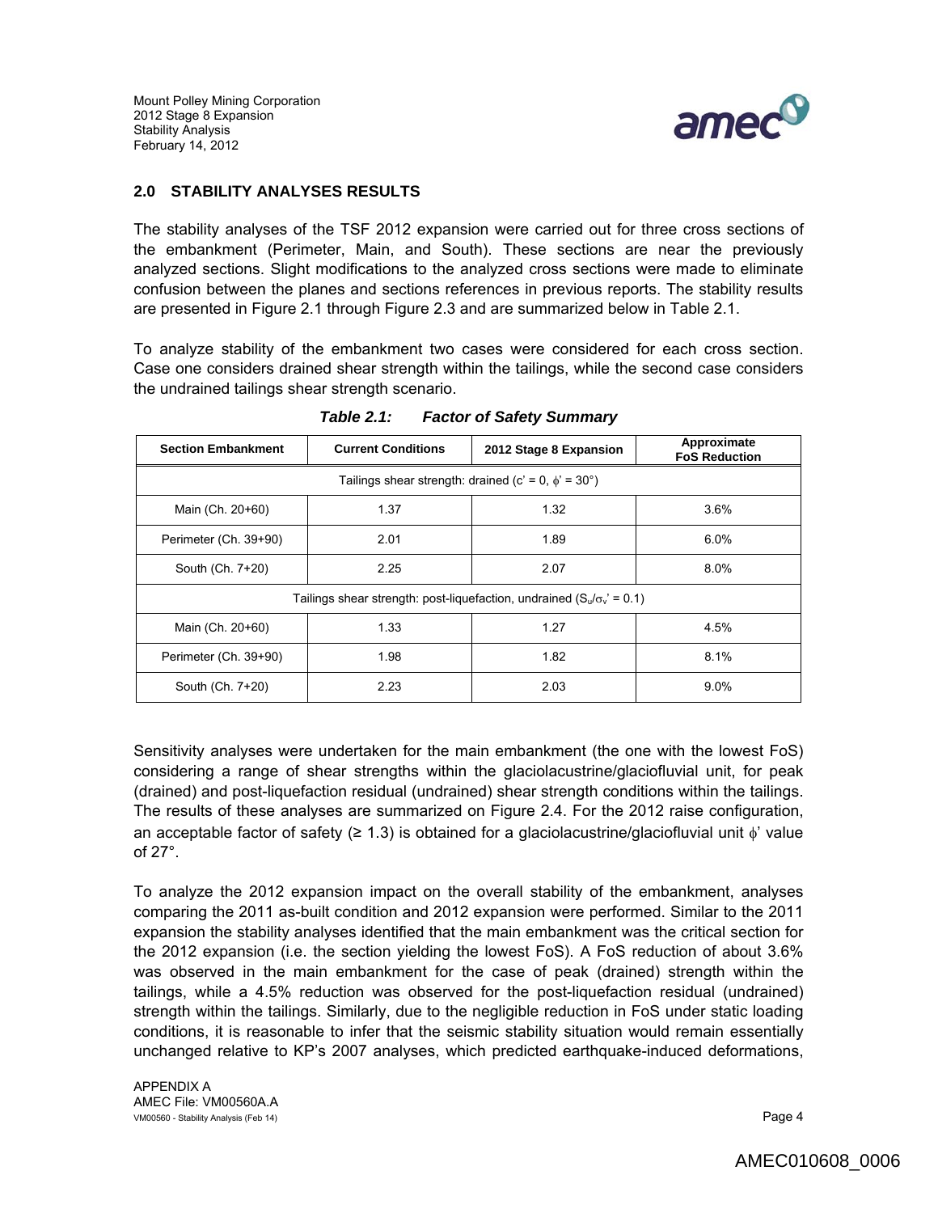## 2.0 STABILITY ANALYSES RESULTS

The stability analyses of the TSF 2012 expansion were carried out for three cross sections of the embankment (Perimeter, Main, and South). These sections are near the previously analyzed sections. Slight modifications to the analyzed cross sections were made to eliminate confusion between the planes and sections references in previous reports. The stability results are presented in Figure 2.1 through Figure 2.3 and are summarized below in Table 2.1.

To analyze stability of the embankment two cases were considered for each cross section. Case one considers drained shear strength within the tailings, while the second case considers the undrained tailings shear strength scenario.

*Table 2.1: Factor of Safety Summary*

| Section Embankment | Current Conditions | 2012 Stage 8 Expansion | Approximate FoS Reduction |
|---|---|---|---|
| Tailings shear strength: drained ($c' = 0$, $\phi' = 30°$) | | | |
| Main (Ch. 20+60) | 1.37 | 1.32 | 3.6% |
| Perimeter (Ch. 39+90) | 2.01 | 1.89 | 6.0% |
| South (Ch. 7+20) | 2.25 | 2.07 | 8.0% |
| Tailings shear strength: post-liquefaction, undrained ($S_u/\sigma_v' = 0.1$) | | | |
| Main (Ch. 20+60) | 1.33 | 1.27 | 4.5% |
| Perimeter (Ch. 39+90) | 1.98 | 1.82 | 8.1% |
| South (Ch. 7+20) | 2.23 | 2.03 | 9.0% |

Sensitivity analyses were undertaken for the main embankment (the one with the lowest FoS) considering a range of shear strengths within the glaciolacustrine/glaciofluvial unit, for peak (drained) and post-liquefaction residual (undrained) shear strength conditions within the tailings. The results of these analyses are summarized on Figure 2.4. For the 2012 raise configuration, an acceptable factor of safety (≥ 1.3) is obtained for a glaciolacustrine/glaciofluvial unit $\phi'$ value of 27°.

To analyze the 2012 expansion impact on the overall stability of the embankment, analyses comparing the 2011 as-built condition and 2012 expansion were performed. Similar to the 2011 expansion the stability analyses identified that the main embankment was the critical section for the 2012 expansion (i.e. the section yielding the lowest FoS). A FoS reduction of about 3.6% was observed in the main embankment for the case of peak (drained) strength within the tailings, while a 4.5% reduction was observed for the post-liquefaction residual (undrained) strength within the tailings. Similarly, due to the negligible reduction in FoS under static loading conditions, it is reasonable to infer that the seismic stability situation would remain essentially unchanged relative to KP's 2007 analyses, which predicted earthquake-induced deformations,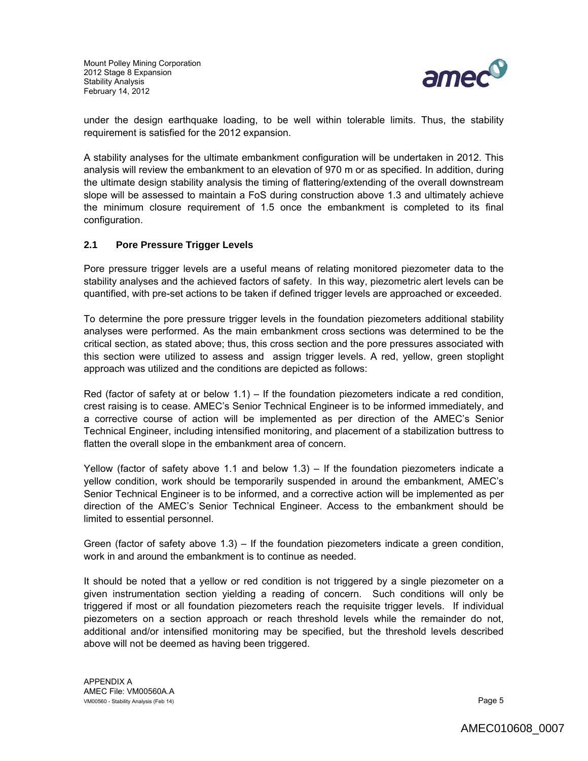under the design earthquake loading, to be well within tolerable limits. Thus, the stability requirement is satisfied for the 2012 expansion.

A stability analyses for the ultimate embankment configuration will be undertaken in 2012. This analysis will review the embankment to an elevation of 970 m or as specified. In addition, during the ultimate design stability analysis the timing of flattering/extending of the overall downstream slope will be assessed to maintain a FoS during construction above 1.3 and ultimately achieve the minimum closure requirement of 1.5 once the embankment is completed to its final configuration.

## 2.1 Pore Pressure Trigger Levels

Pore pressure trigger levels are a useful means of relating monitored piezometer data to the stability analyses and the achieved factors of safety. In this way, piezometric alert levels can be quantified, with pre-set actions to be taken if defined trigger levels are approached or exceeded.

To determine the pore pressure trigger levels in the foundation piezometers additional stability analyses were performed. As the main embankment cross sections was determined to be the critical section, as stated above; thus, this cross section and the pore pressures associated with this section were utilized to assess and assign trigger levels. A red, yellow, green stoplight approach was utilized and the conditions are depicted as follows:

Red (factor of safety at or below 1.1) – If the foundation piezometers indicate a red condition, crest raising is to cease. AMEC's Senior Technical Engineer is to be informed immediately, and a corrective course of action will be implemented as per direction of the AMEC's Senior Technical Engineer, including intensified monitoring, and placement of a stabilization buttress to flatten the overall slope in the embankment area of concern.

Yellow (factor of safety above 1.1 and below 1.3) – If the foundation piezometers indicate a yellow condition, work should be temporarily suspended in around the embankment, AMEC's Senior Technical Engineer is to be informed, and a corrective action will be implemented as per direction of the AMEC's Senior Technical Engineer. Access to the embankment should be limited to essential personnel.

Green (factor of safety above 1.3) – If the foundation piezometers indicate a green condition, work in and around the embankment is to continue as needed.

It should be noted that a yellow or red condition is not triggered by a single piezometer on a given instrumentation section yielding a reading of concern. Such conditions will only be triggered if most or all foundation piezometers reach the requisite trigger levels. If individual piezometers on a section approach or reach threshold levels while the remainder do not, additional and/or intensified monitoring may be specified, but the threshold levels described above will not be deemed as having been triggered.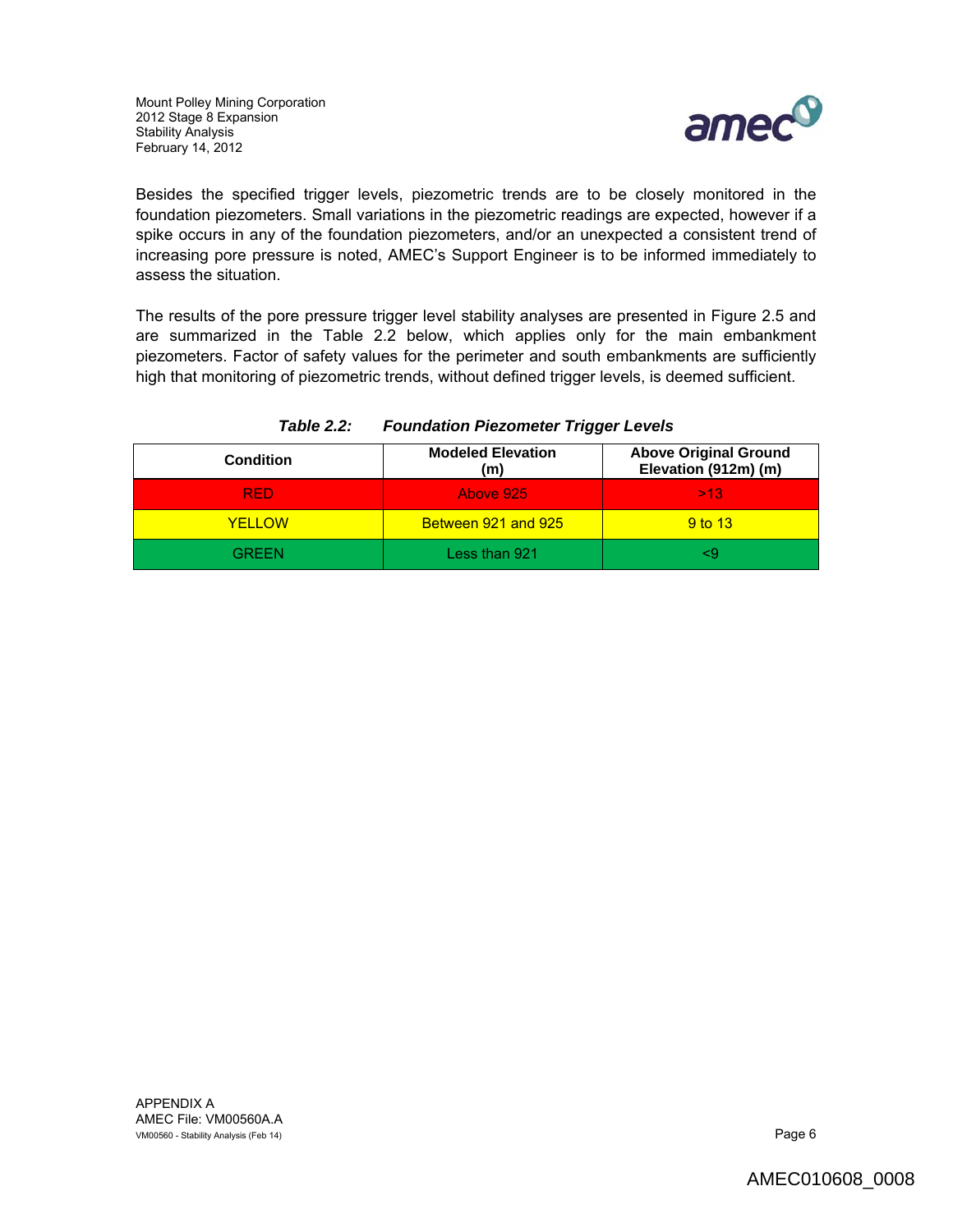Besides the specified trigger levels, piezometric trends are to be closely monitored in the foundation piezometers. Small variations in the piezometric readings are expected, however if a spike occurs in any of the foundation piezometers, and/or an unexpected a consistent trend of increasing pore pressure is noted, AMEC's Support Engineer is to be informed immediately to assess the situation.

The results of the pore pressure trigger level stability analyses are presented in Figure 2.5 and are summarized in the Table 2.2 below, which applies only for the main embankment piezometers. Factor of safety values for the perimeter and south embankments are sufficiently high that monitoring of piezometric trends, without defined trigger levels, is deemed sufficient.

***Table 2.2: Foundation Piezometer Trigger Levels***

| Condition | Modeled Elevation (m) | Above Original Ground Elevation (912m) (m) |
|---|---|---|
| RED | Above 925 | >13 |
| YELLOW | Between 921 and 925 | 9 to 13 |
| GREEN | Less than 921 | <9 |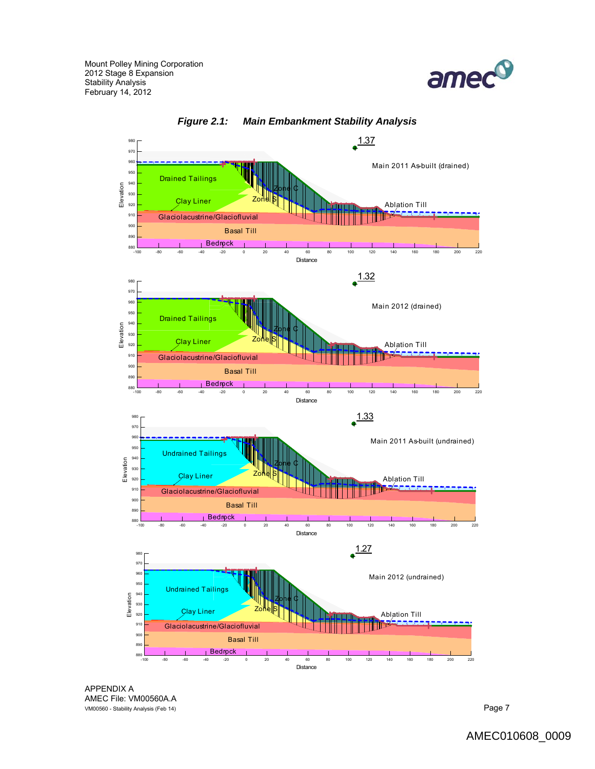## *Figure 2.1: Main Embankment Stability Analysis*

1.37

Main 2011 As-built (drained)

Drained Tailings

Clay Liner

Zone C

Zone S

Ablation Till

Glaciolacustrine/Glaciofluvial

Basal Till

Bedrock

Elevation

Distance

1.32

Main 2012 (drained)

Drained Tailings

Clay Liner

Zone C

Zone S

Ablation Till

Glaciolacustrine/Glaciofluvial

Basal Till

Bedrock

Elevation

Distance

1.33

Main 2011 As-built (undrained)

Undrained Tailings

Clay Liner

Zone C

Zone S

Ablation Till

Glaciolacustrine/Glaciofluvial

Basal Till

Bedrock

Elevation

Distance

1.27

Main 2012 (undrained)

Undrained Tailings

Clay Liner

Zone C

Zone S

Ablation Till

Glaciolacustrine/Glaciofluvial

Basal Till

Bedrock

Elevation

Distance

APPENDIX A
AMEC File: VM00560A.A
VM00560 - Stability Analysis (Feb 14)

AMEC010608_0009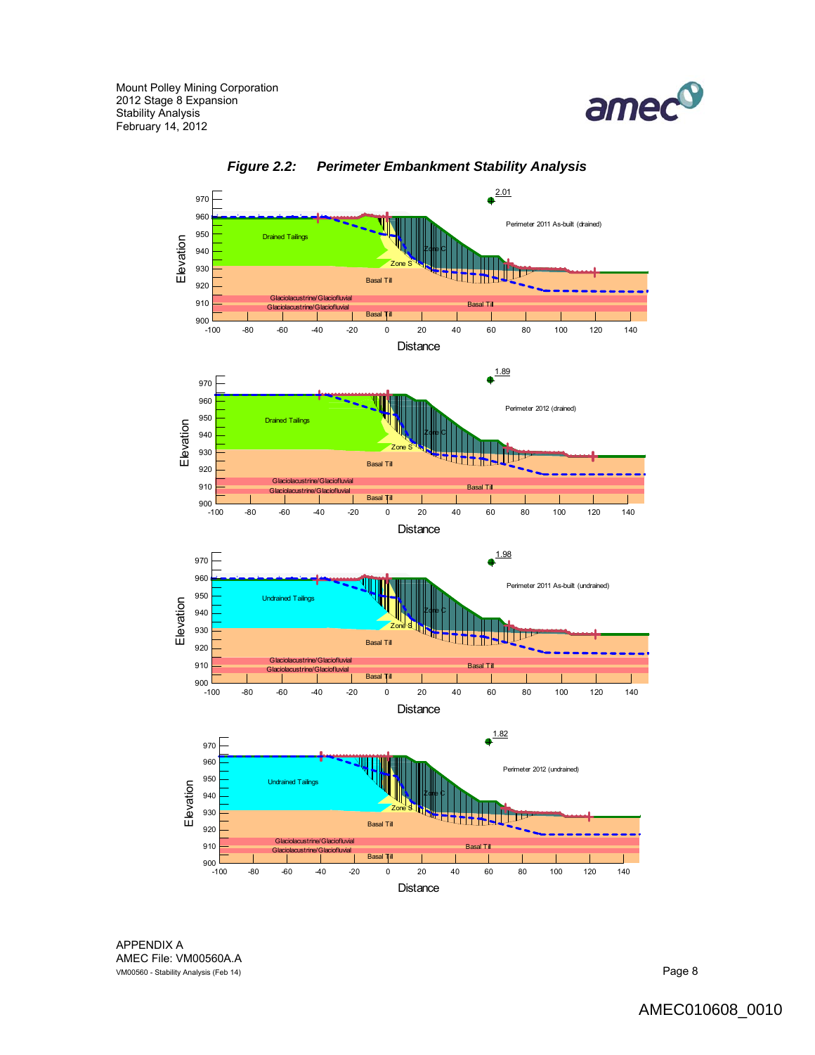Mount Polley Mining Corporation
2012 Stage 8 Expansion
Stability Analysis
February 14, 2012

***Figure 2.2: Perimeter Embankment Stability Analysis***

2.01

Perimeter 2011 As-built (drained)

Drained Tailings

Zone C

Zone S

Basal Till

Glaciolacustrine/Glaciofluvial

Glaciolacustrine/Glaciofluvial

Basal Till

Basal Till

Elevation

Distance

1.89

Perimeter 2012 (drained)

Drained Tailings

Zone C

Zone S

Basal Till

Glaciolacustrine/Glaciofluvial

Glaciolacustrine/Glaciofluvial

Basal Till

Basal Till

Elevation

Distance

1.98

Perimeter 2011 As-built (undrained)

Undrained Tailings

Zone C

Zone S

Basal Till

Glaciolacustrine/Glaciofluvial

Glaciolacustrine/Glaciofluvial

Basal Till

Basal Till

Elevation

Distance

1.82

Perimeter 2012 (undrained)

Undrained Tailings

Zone C

Zone S

Basal Till

Glaciolacustrine/Glaciofluvial

Glaciolacustrine/Glaciofluvial

Basal Till

Basal Till

Elevation

Distance

APPENDIX A
AMEC File: VM00560A.A
VM00560 - Stability Analysis (Feb 14)

AMEC010608_0010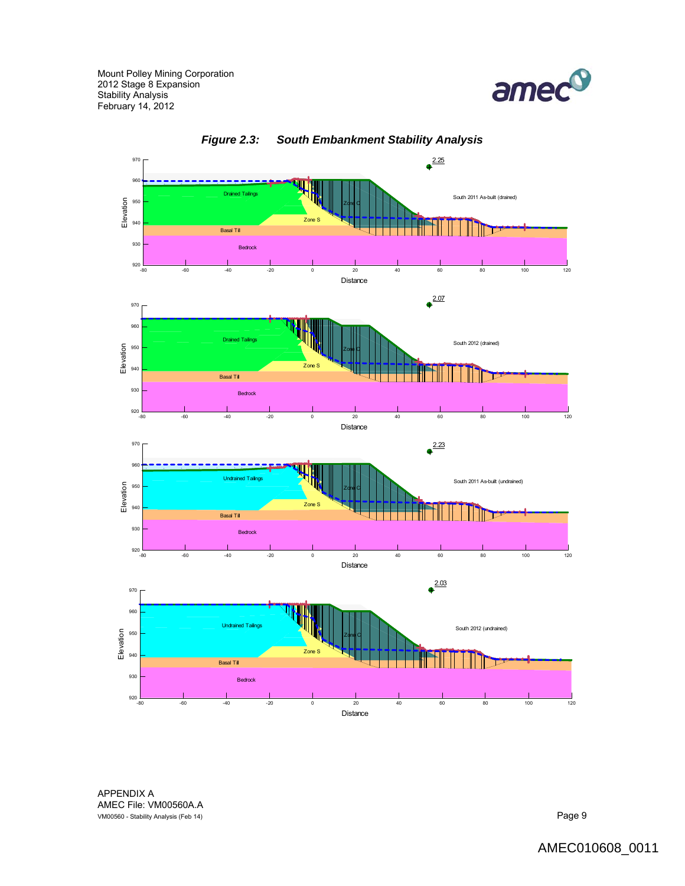## *Figure 2.3: South Embankment Stability Analysis*

2.25

South 2011 As-built (drained)

Drained Tailings

Zone C

Zone S

Basal Till

Bedrock

2.07

South 2012 (drained)

Drained Tailings

Zone C

Zone S

Basal Till

Bedrock

2.23

South 2011 As-built (undrained)

Undrained Tailings

Zone C

Zone S

Basal Till

Bedrock

2.03

South 2012 (undrained)

Undrained Tailings

Zone C

Zone S

Basal Till

Bedrock

APPENDIX A
AMEC File: VM00560A.A
VM00560 - Stability Analysis (Feb 14)

AMEC010608_0011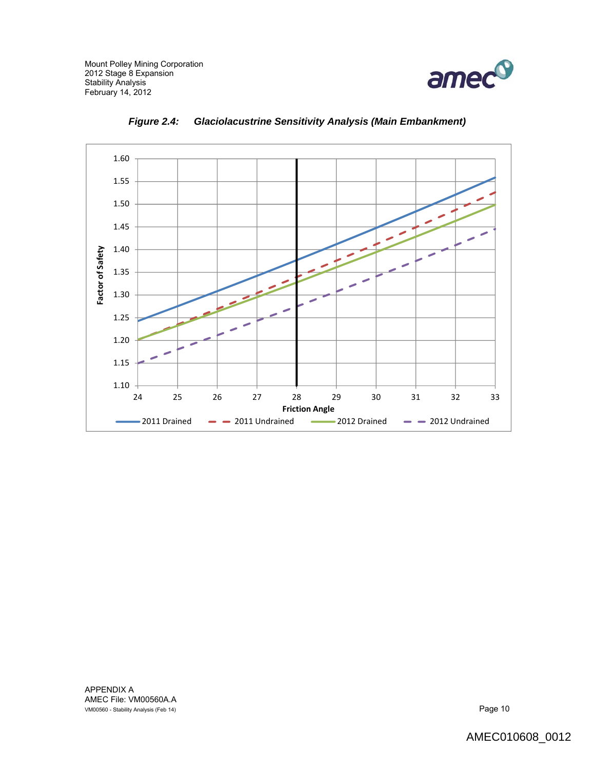***Figure 2.4: Glaciolacustrine Sensitivity Analysis (Main Embankment)***

APPENDIX A
AMEC File: VM00560A.A
VM00560 - Stability Analysis (Feb 14)

AMEC010608_0012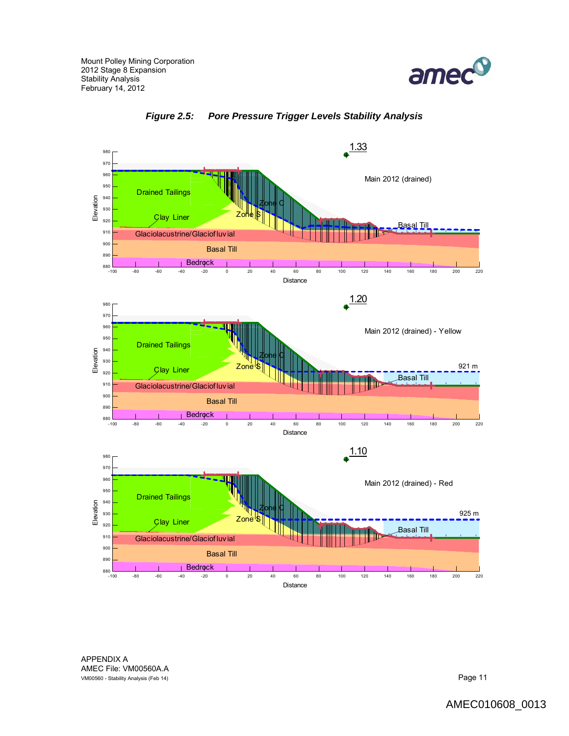**Figure 2.5: Pore Pressure Trigger Levels Stability Analysis**

1.33

Main 2012 (drained)

Drained Tailings

Clay Liner

Zone C

Zone S

Basal Till

Glaciolacustrine/Glaciofluvial

Basal Till

Bedrock

1.20

Main 2012 (drained) - Yellow

921 m

1.10

Main 2012 (drained) - Red

925 m

APPENDIX A
AMEC File: VM00560A.A
VM00560 - Stability Analysis (Feb 14)

AMEC010608_0013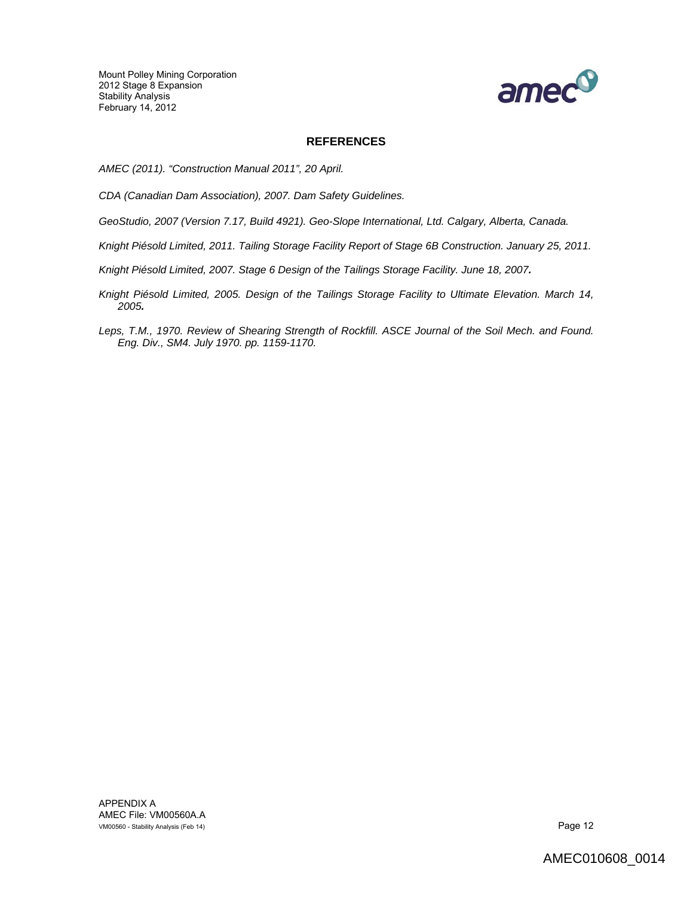## REFERENCES

*AMEC (2011). "Construction Manual 2011", 20 April.*

*CDA (Canadian Dam Association), 2007. Dam Safety Guidelines.*

*GeoStudio, 2007 (Version 7.17, Build 4921). Geo-Slope International, Ltd. Calgary, Alberta, Canada.*

*Knight Piésold Limited, 2011. Tailing Storage Facility Report of Stage 6B Construction. January 25, 2011.*

*Knight Piésold Limited, 2007. Stage 6 Design of the Tailings Storage Facility. June 18, 2007.*

*Knight Piésold Limited, 2005. Design of the Tailings Storage Facility to Ultimate Elevation. March 14, 2005.*

*Leps, T.M., 1970. Review of Shearing Strength of Rockfill. ASCE Journal of the Soil Mech. and Found. Eng. Div., SM4. July 1970. pp. 1159-1170.*